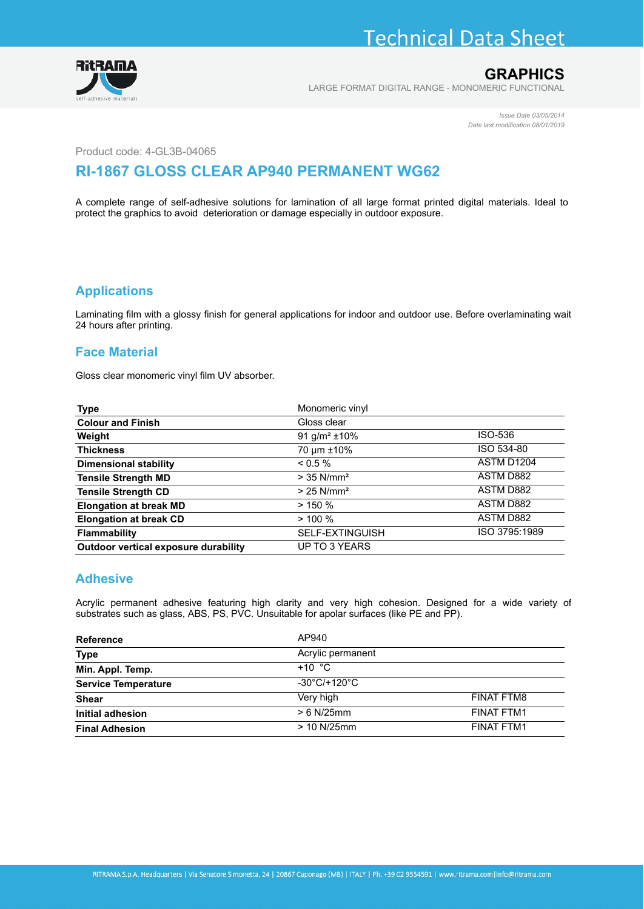# Technical Data Sheet

## GRAPHICS

LARGE FORMAT DIGITAL RANGE - MONOMERIC FUNCTIONAL

*Issue Date 03/05/2014*
*Date last modification 08/01/2019*

Product code: 4-GL3B-04065

## RI-1867 GLOSS CLEAR AP940 PERMANENT WG62

A complete range of self-adhesive solutions for lamination of all large format printed digital materials. Ideal to protect the graphics to avoid deterioration or damage especially in outdoor exposure.

### Applications

Laminating film with a glossy finish for general applications for indoor and outdoor use. Before overlaminating wait 24 hours after printing.

### Face Material

Gloss clear monomeric vinyl film UV absorber.

| Type | Monomeric vinyl | |
|---|---|---|
| **Colour and Finish** | Gloss clear | |
| **Weight** | 91 g/m² ±10% | ISO-536 |
| **Thickness** | 70 µm ±10% | ISO 534-80 |
| **Dimensional stability** | < 0.5 % | ASTM D1204 |
| **Tensile Strength MD** | > 35 N/mm² | ASTM D882 |
| **Tensile Strength CD** | > 25 N/mm² | ASTM D882 |
| **Elongation at break MD** | > 150 % | ASTM D882 |
| **Elongation at break CD** | > 100 % | ASTM D882 |
| **Flammability** | SELF-EXTINGUISH | ISO 3795:1989 |
| **Outdoor vertical exposure durability** | UP TO 3 YEARS | |

### Adhesive

Acrylic permanent adhesive featuring high clarity and very high cohesion. Designed for a wide variety of substrates such as glass, ABS, PS, PVC. Unsuitable for apolar surfaces (like PE and PP).

| Reference | AP940 | |
|---|---|---|
| **Type** | Acrylic permanent | |
| **Min. Appl. Temp.** | +10 °C | |
| **Service Temperature** | -30°C/+120°C | |
| **Shear** | Very high | FINAT FTM8 |
| **Initial adhesion** | > 6 N/25mm | FINAT FTM1 |
| **Final Adhesion** | > 10 N/25mm | FINAT FTM1 |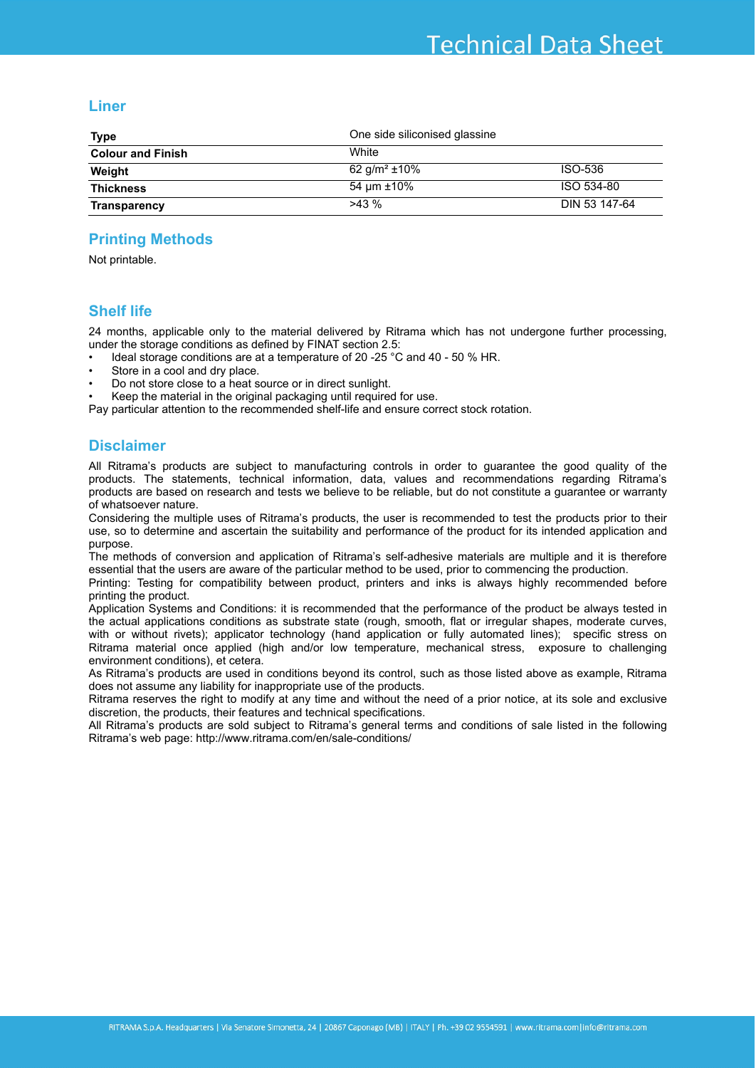## Liner

| | | |
|---|---|---|
| **Type** | One side siliconised glassine | |
| **Colour and Finish** | White | |
| **Weight** | 62 g/m² ±10% | ISO-536 |
| **Thickness** | 54 µm ±10% | ISO 534-80 |
| **Transparency** | >43 % | DIN 53 147-64 |

## Printing Methods

Not printable.

## Shelf life

24 months, applicable only to the material delivered by Ritrama which has not undergone further processing, under the storage conditions as defined by FINAT section 2.5:

- Ideal storage conditions are at a temperature of 20 -25 °C and 40 - 50 % HR.
- Store in a cool and dry place.
- Do not store close to a heat source or in direct sunlight.
- Keep the material in the original packaging until required for use.

Pay particular attention to the recommended shelf-life and ensure correct stock rotation.

## Disclaimer

All Ritrama's products are subject to manufacturing controls in order to guarantee the good quality of the products. The statements, technical information, data, values and recommendations regarding Ritrama's products are based on research and tests we believe to be reliable, but do not constitute a guarantee or warranty of whatsoever nature.

Considering the multiple uses of Ritrama's products, the user is recommended to test the products prior to their use, so to determine and ascertain the suitability and performance of the product for its intended application and purpose.

The methods of conversion and application of Ritrama's self-adhesive materials are multiple and it is therefore essential that the users are aware of the particular method to be used, prior to commencing the production.

Printing: Testing for compatibility between product, printers and inks is always highly recommended before printing the product.

Application Systems and Conditions: it is recommended that the performance of the product be always tested in the actual applications conditions as substrate state (rough, smooth, flat or irregular shapes, moderate curves, with or without rivets); applicator technology (hand application or fully automated lines); specific stress on Ritrama material once applied (high and/or low temperature, mechanical stress, exposure to challenging environment conditions), et cetera.

As Ritrama's products are used in conditions beyond its control, such as those listed above as example, Ritrama does not assume any liability for inappropriate use of the products.

Ritrama reserves the right to modify at any time and without the need of a prior notice, at its sole and exclusive discretion, the products, their features and technical specifications.

All Ritrama's products are sold subject to Ritrama's general terms and conditions of sale listed in the following Ritrama's web page: http://www.ritrama.com/en/sale-conditions/